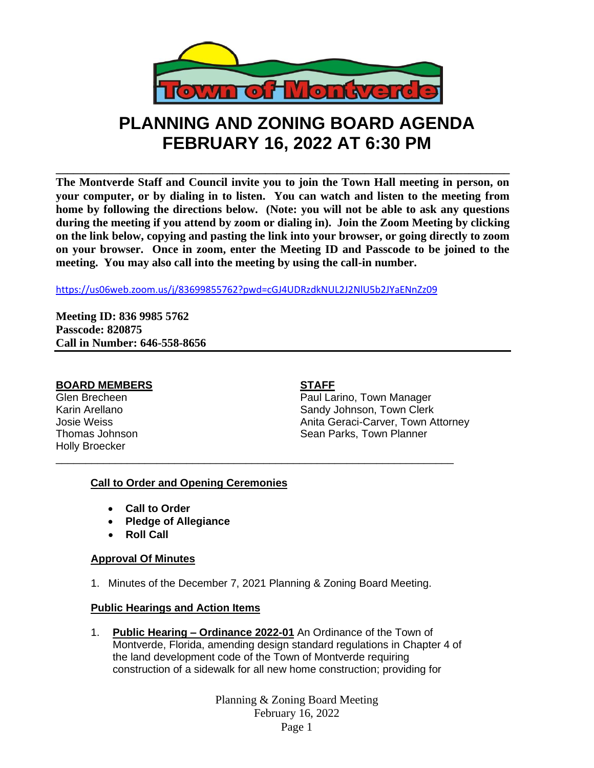# PLANNING AND ZONING BOARD AGENDA
# FEBRUARY 16, 2022 AT 6:30 PM

**The Montverde Staff and Council invite you to join the Town Hall meeting in person, on your computer, or by dialing in to listen. You can watch and listen to the meeting from home by following the directions below. (Note: you will not be able to ask any questions during the meeting if you attend by zoom or dialing in). Join the Zoom Meeting by clicking on the link below, copying and pasting the link into your browser, or going directly to zoom on your browser. Once in zoom, enter the Meeting ID and Passcode to be joined to the meeting. You may also call into the meeting by using the call-in number.**

https://us06web.zoom.us/j/83699855762?pwd=cGJ4UDRzdkNUL2J2NlU5b2JYaENnZz09

**Meeting ID: 836 9985 5762**
**Passcode: 820875**
**Call in Number: 646-558-8656**

**BOARD MEMBERS**

Glen Brecheen
Karin Arellano
Josie Weiss
Thomas Johnson
Holly Broecker

**STAFF**

Paul Larino, Town Manager
Sandy Johnson, Town Clerk
Anita Geraci-Carver, Town Attorney
Sean Parks, Town Planner

## Call to Order and Opening Ceremonies

- **Call to Order**
- **Pledge of Allegiance**
- **Roll Call**

## Approval Of Minutes

1. Minutes of the December 7, 2021 Planning & Zoning Board Meeting.

## Public Hearings and Action Items

1. **Public Hearing – Ordinance 2022-01** An Ordinance of the Town of Montverde, Florida, amending design standard regulations in Chapter 4 of the land development code of the Town of Montverde requiring construction of a sidewalk for all new home construction; providing for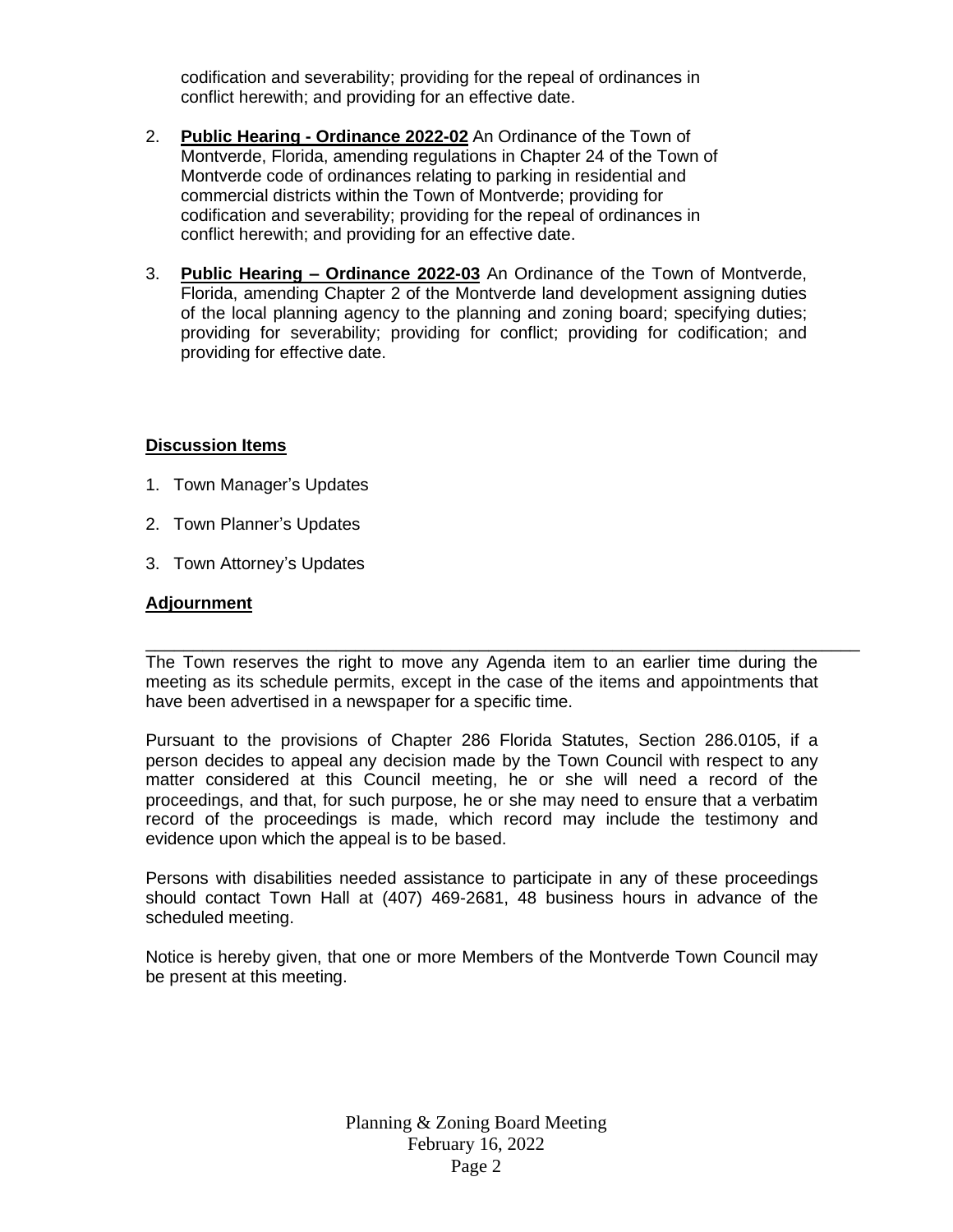codification and severability; providing for the repeal of ordinances in conflict herewith; and providing for an effective date.

2. **Public Hearing - Ordinance 2022-02** An Ordinance of the Town of Montverde, Florida, amending regulations in Chapter 24 of the Town of Montverde code of ordinances relating to parking in residential and commercial districts within the Town of Montverde; providing for codification and severability; providing for the repeal of ordinances in conflict herewith; and providing for an effective date.

3. **Public Hearing – Ordinance 2022-03** An Ordinance of the Town of Montverde, Florida, amending Chapter 2 of the Montverde land development assigning duties of the local planning agency to the planning and zoning board; specifying duties; providing for severability; providing for conflict; providing for codification; and providing for effective date.

**Discussion Items**

1. Town Manager's Updates
2. Town Planner's Updates
3. Town Attorney's Updates

**Adjournment**

---

The Town reserves the right to move any Agenda item to an earlier time during the meeting as its schedule permits, except in the case of the items and appointments that have been advertised in a newspaper for a specific time.

Pursuant to the provisions of Chapter 286 Florida Statutes, Section 286.0105, if a person decides to appeal any decision made by the Town Council with respect to any matter considered at this Council meeting, he or she will need a record of the proceedings, and that, for such purpose, he or she may need to ensure that a verbatim record of the proceedings is made, which record may include the testimony and evidence upon which the appeal is to be based.

Persons with disabilities needed assistance to participate in any of these proceedings should contact Town Hall at (407) 469-2681, 48 business hours in advance of the scheduled meeting.

Notice is hereby given, that one or more Members of the Montverde Town Council may be present at this meeting.